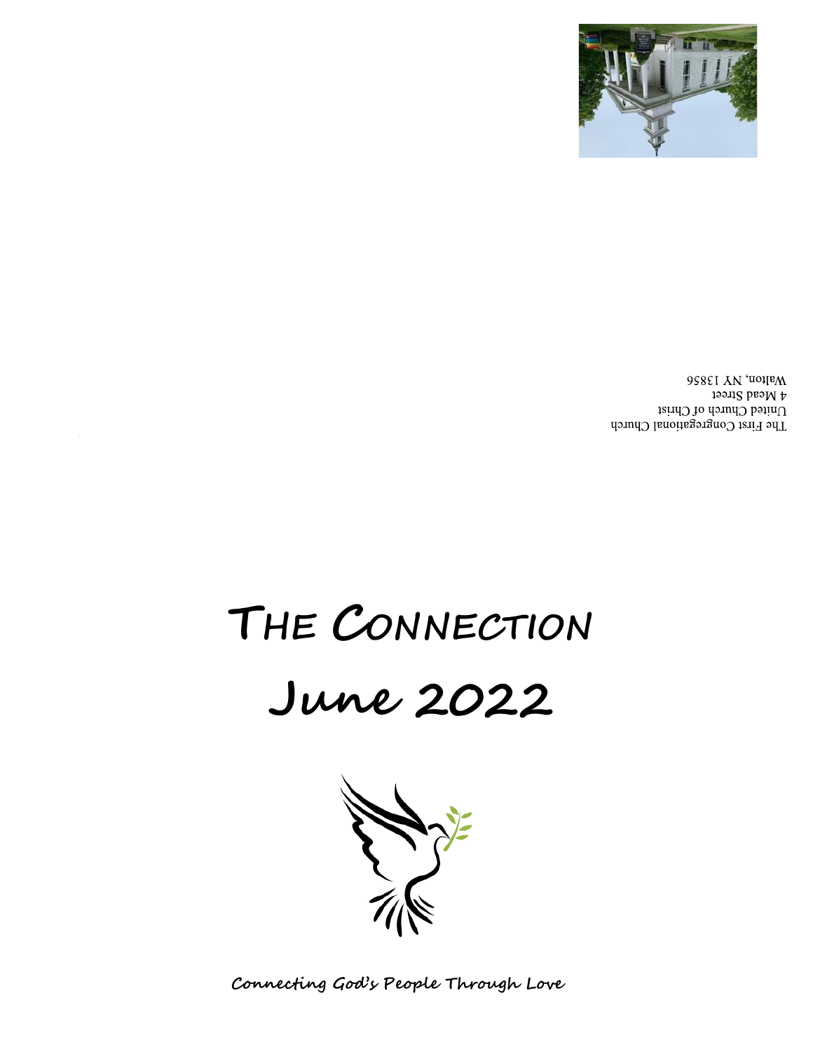The First Congregational Church
United Church of Christ
4 Mead Street
Walton, NY 13856

# The Connection

# June 2022

**Connecting God's People Through Love**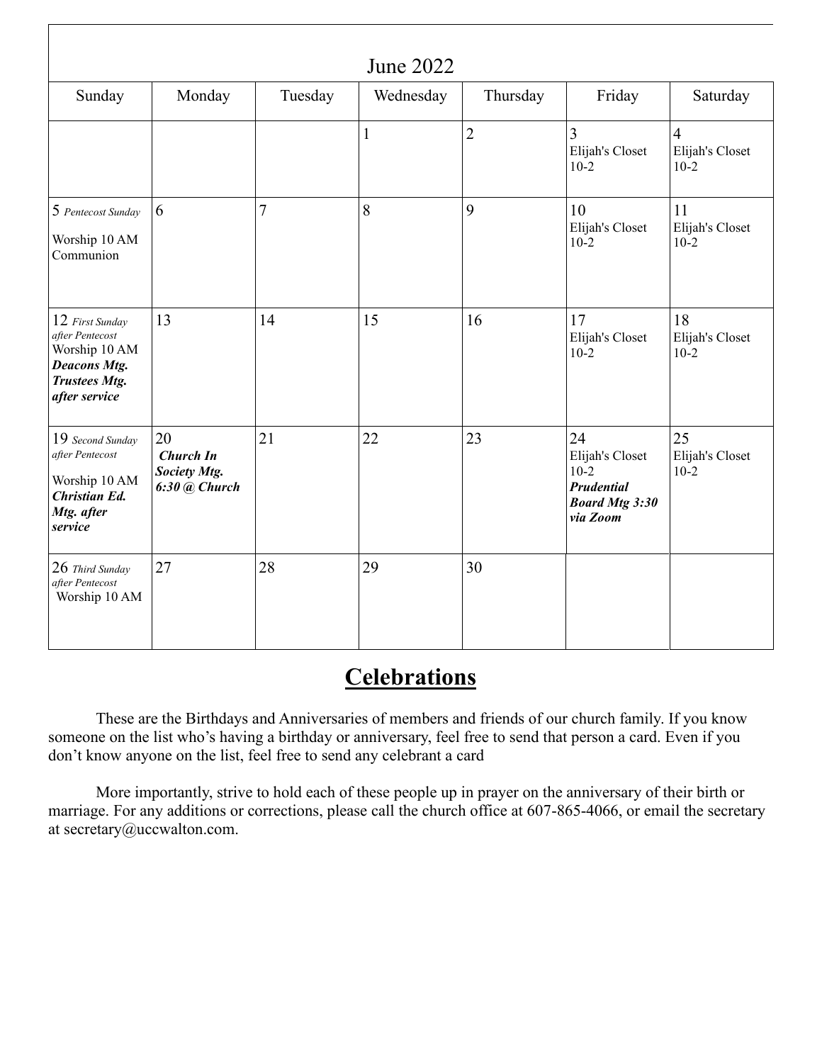## June 2022

| Sunday | Monday | Tuesday | Wednesday | Thursday | Friday | Saturday |
|---|---|---|---|---|---|---|
| | | | 1 | 2 | 3 Elijah's Closet 10-2 | 4 Elijah's Closet 10-2 |
| 5 *Pentecost Sunday* Worship 10 AM Communion | 6 | 7 | 8 | 9 | 10 Elijah's Closet 10-2 | 11 Elijah's Closet 10-2 |
| 12 *First Sunday after Pentecost* Worship 10 AM ***Deacons Mtg. Trustees Mtg. after service*** | 13 | 14 | 15 | 16 | 17 Elijah's Closet 10-2 | 18 Elijah's Closet 10-2 |
| 19 *Second Sunday after Pentecost* Worship 10 AM ***Christian Ed. Mtg. after service*** | 20 ***Church In Society Mtg. 6:30 @ Church*** | 21 | 22 | 23 | 24 Elijah's Closet 10-2 ***Prudential Board Mtg 3:30 via Zoom*** | 25 Elijah's Closet 10-2 |
| 26 *Third Sunday after Pentecost* Worship 10 AM | 27 | 28 | 29 | 30 | | |

# **Celebrations**

These are the Birthdays and Anniversaries of members and friends of our church family. If you know someone on the list who's having a birthday or anniversary, feel free to send that person a card. Even if you don't know anyone on the list, feel free to send any celebrant a card

More importantly, strive to hold each of these people up in prayer on the anniversary of their birth or marriage. For any additions or corrections, please call the church office at 607-865-4066, or email the secretary at secretary@uccwalton.com.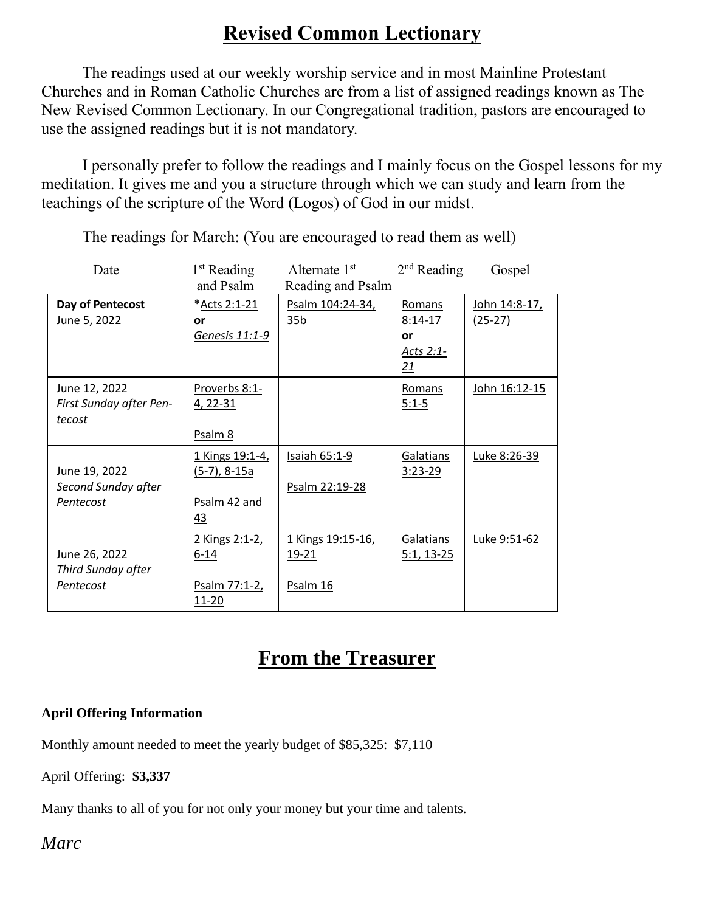# Revised Common Lectionary

The readings used at our weekly worship service and in most Mainline Protestant Churches and in Roman Catholic Churches are from a list of assigned readings known as The New Revised Common Lectionary. In our Congregational tradition, pastors are encouraged to use the assigned readings but it is not mandatory.

I personally prefer to follow the readings and I mainly focus on the Gospel lessons for my meditation. It gives me and you a structure through which we can study and learn from the teachings of the scripture of the Word (Logos) of God in our midst.

The readings for March: (You are encouraged to read them as well)

| Date | 1st Reading and Psalm | Alternate 1st Reading and Psalm | 2nd Reading | Gospel |
|---|---|---|---|---|
| **Day of Pentecost** June 5, 2022 | *Acts 2:1-21 **or** *Genesis 11:1-9* | Psalm 104:24-34, 35b | Romans 8:14-17 **or** *Acts 2:1-21* | John 14:8-17, (25-27) |
| June 12, 2022 *First Sunday after Pentecost* | Proverbs 8:1-4, 22-31<br>Psalm 8 | | Romans 5:1-5 | John 16:12-15 |
| June 19, 2022 *Second Sunday after Pentecost* | 1 Kings 19:1-4, (5-7), 8-15a<br>Psalm 42 and 43 | Isaiah 65:1-9<br>Psalm 22:19-28 | Galatians 3:23-29 | Luke 8:26-39 |
| June 26, 2022 *Third Sunday after Pentecost* | 2 Kings 2:1-2, 6-14<br>Psalm 77:1-2, 11-20 | 1 Kings 19:15-16, 19-21<br>Psalm 16 | Galatians 5:1, 13-25 | Luke 9:51-62 |

# From the Treasurer

**April Offering Information**

Monthly amount needed to meet the yearly budget of $85,325:  $7,110

April Offering:  **$3,337**

Many thanks to all of you for not only your money but your time and talents.

*Marc*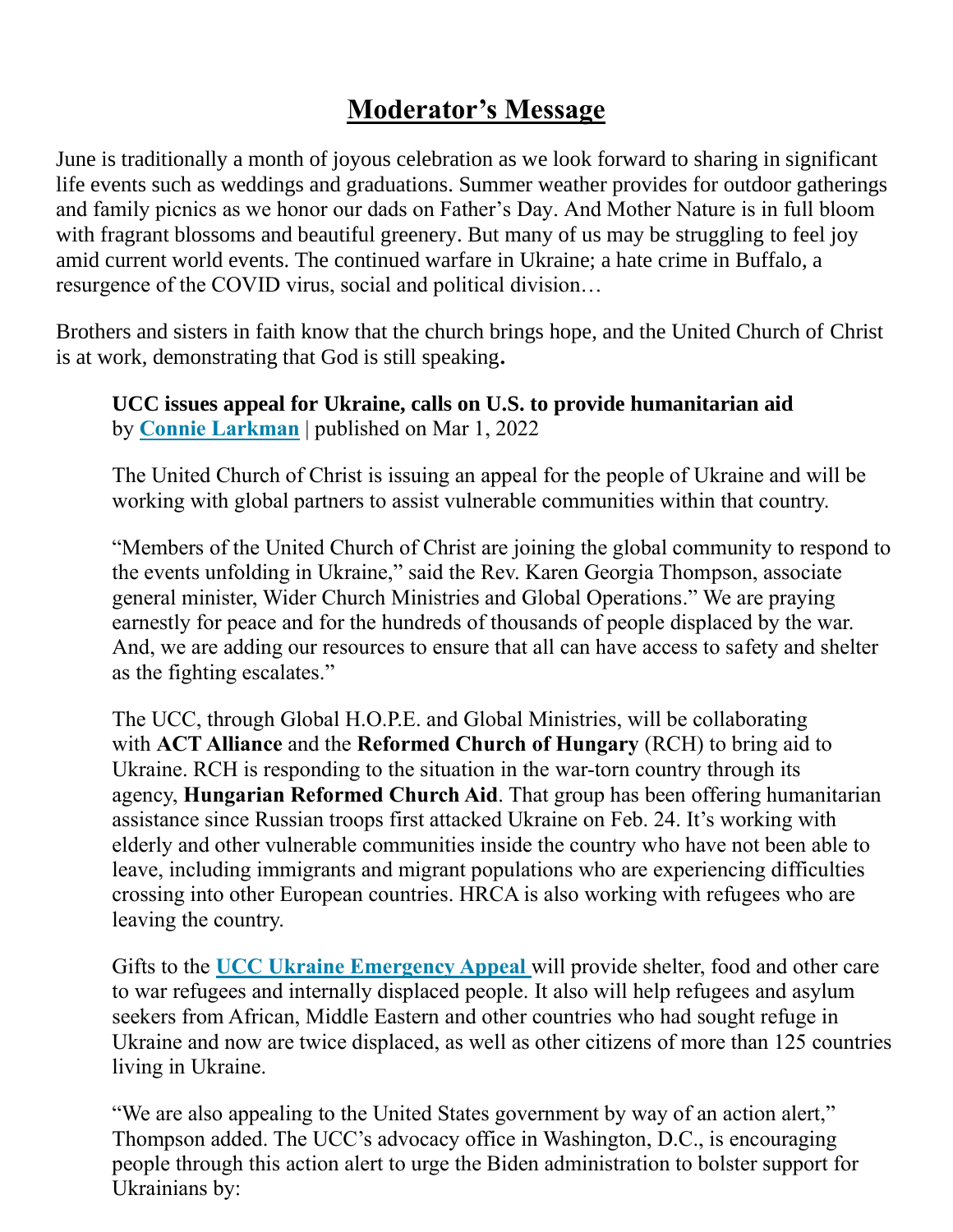# Moderator's Message

June is traditionally a month of joyous celebration as we look forward to sharing in significant life events such as weddings and graduations. Summer weather provides for outdoor gatherings and family picnics as we honor our dads on Father's Day. And Mother Nature is in full bloom with fragrant blossoms and beautiful greenery. But many of us may be struggling to feel joy amid current world events. The continued warfare in Ukraine; a hate crime in Buffalo, a resurgence of the COVID virus, social and political division…

Brothers and sisters in faith know that the church brings hope, and the United Church of Christ is at work, demonstrating that God is still speaking**.**

> **UCC issues appeal for Ukraine, calls on U.S. to provide humanitarian aid**
> by **Connie Larkman** | published on Mar 1, 2022
>
> The United Church of Christ is issuing an appeal for the people of Ukraine and will be working with global partners to assist vulnerable communities within that country.
>
> "Members of the United Church of Christ are joining the global community to respond to the events unfolding in Ukraine," said the Rev. Karen Georgia Thompson, associate general minister, Wider Church Ministries and Global Operations." We are praying earnestly for peace and for the hundreds of thousands of people displaced by the war. And, we are adding our resources to ensure that all can have access to safety and shelter as the fighting escalates."
>
> The UCC, through Global H.O.P.E. and Global Ministries, will be collaborating with **ACT Alliance** and the **Reformed Church of Hungary** (RCH) to bring aid to Ukraine. RCH is responding to the situation in the war-torn country through its agency, **Hungarian Reformed Church Aid**. That group has been offering humanitarian assistance since Russian troops first attacked Ukraine on Feb. 24. It's working with elderly and other vulnerable communities inside the country who have not been able to leave, including immigrants and migrant populations who are experiencing difficulties crossing into other European countries. HRCA is also working with refugees who are leaving the country.
>
> Gifts to the **UCC Ukraine Emergency Appeal** will provide shelter, food and other care to war refugees and internally displaced people. It also will help refugees and asylum seekers from African, Middle Eastern and other countries who had sought refuge in Ukraine and now are twice displaced, as well as other citizens of more than 125 countries living in Ukraine.
>
> "We are also appealing to the United States government by way of an action alert," Thompson added. The UCC's advocacy office in Washington, D.C., is encouraging people through this action alert to urge the Biden administration to bolster support for Ukrainians by: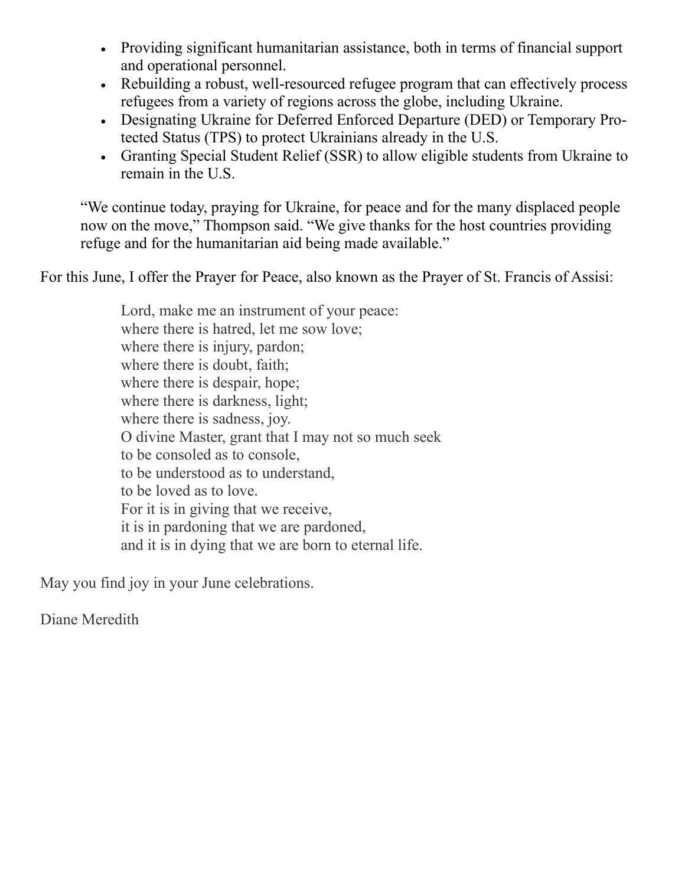- Providing significant humanitarian assistance, both in terms of financial support and operational personnel.
- Rebuilding a robust, well-resourced refugee program that can effectively process refugees from a variety of regions across the globe, including Ukraine.
- Designating Ukraine for Deferred Enforced Departure (DED) or Temporary Protected Status (TPS) to protect Ukrainians already in the U.S.
- Granting Special Student Relief (SSR) to allow eligible students from Ukraine to remain in the U.S.

> "We continue today, praying for Ukraine, for peace and for the many displaced people now on the move," Thompson said. "We give thanks for the host countries providing refuge and for the humanitarian aid being made available."

For this June, I offer the Prayer for Peace, also known as the Prayer of St. Francis of Assisi:

> Lord, make me an instrument of your peace:
> where there is hatred, let me sow love;
> where there is injury, pardon;
> where there is doubt, faith;
> where there is despair, hope;
> where there is darkness, light;
> where there is sadness, joy.
> O divine Master, grant that I may not so much seek
> to be consoled as to console,
> to be understood as to understand,
> to be loved as to love.
> For it is in giving that we receive,
> it is in pardoning that we are pardoned,
> and it is in dying that we are born to eternal life.

May you find joy in your June celebrations.

Diane Meredith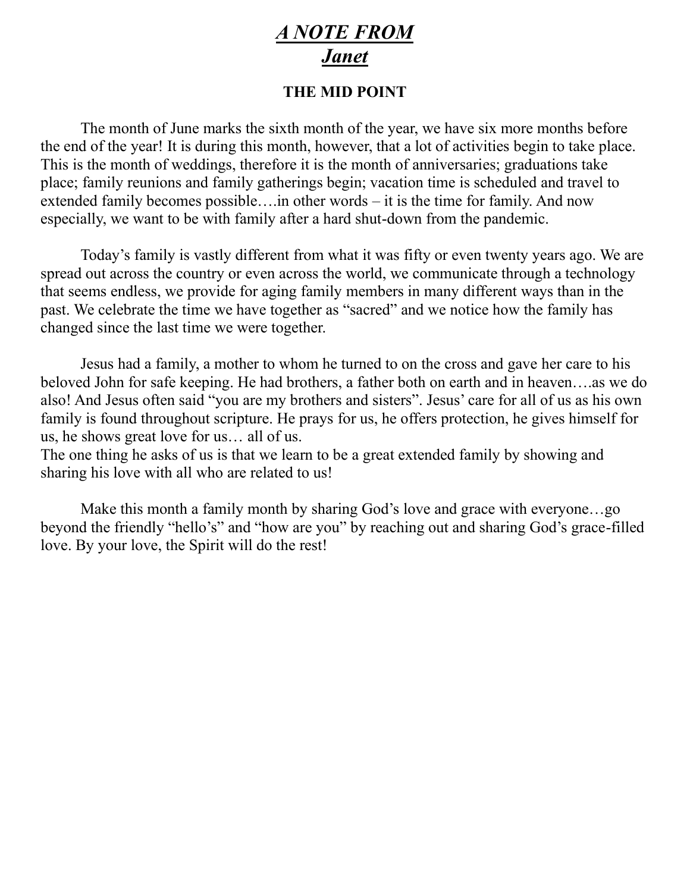# *A NOTE FROM*
# *Janet*

**THE MID POINT**

The month of June marks the sixth month of the year, we have six more months before the end of the year! It is during this month, however, that a lot of activities begin to take place. This is the month of weddings, therefore it is the month of anniversaries; graduations take place; family reunions and family gatherings begin; vacation time is scheduled and travel to extended family becomes possible….in other words – it is the time for family. And now especially, we want to be with family after a hard shut-down from the pandemic.

Today's family is vastly different from what it was fifty or even twenty years ago. We are spread out across the country or even across the world, we communicate through a technology that seems endless, we provide for aging family members in many different ways than in the past. We celebrate the time we have together as "sacred" and we notice how the family has changed since the last time we were together.

Jesus had a family, a mother to whom he turned to on the cross and gave her care to his beloved John for safe keeping. He had brothers, a father both on earth and in heaven….as we do also! And Jesus often said "you are my brothers and sisters". Jesus' care for all of us as his own family is found throughout scripture. He prays for us, he offers protection, he gives himself for us, he shows great love for us… all of us.
The one thing he asks of us is that we learn to be a great extended family by showing and sharing his love with all who are related to us!

Make this month a family month by sharing God's love and grace with everyone…go beyond the friendly "hello's" and "how are you" by reaching out and sharing God's grace-filled love. By your love, the Spirit will do the rest!